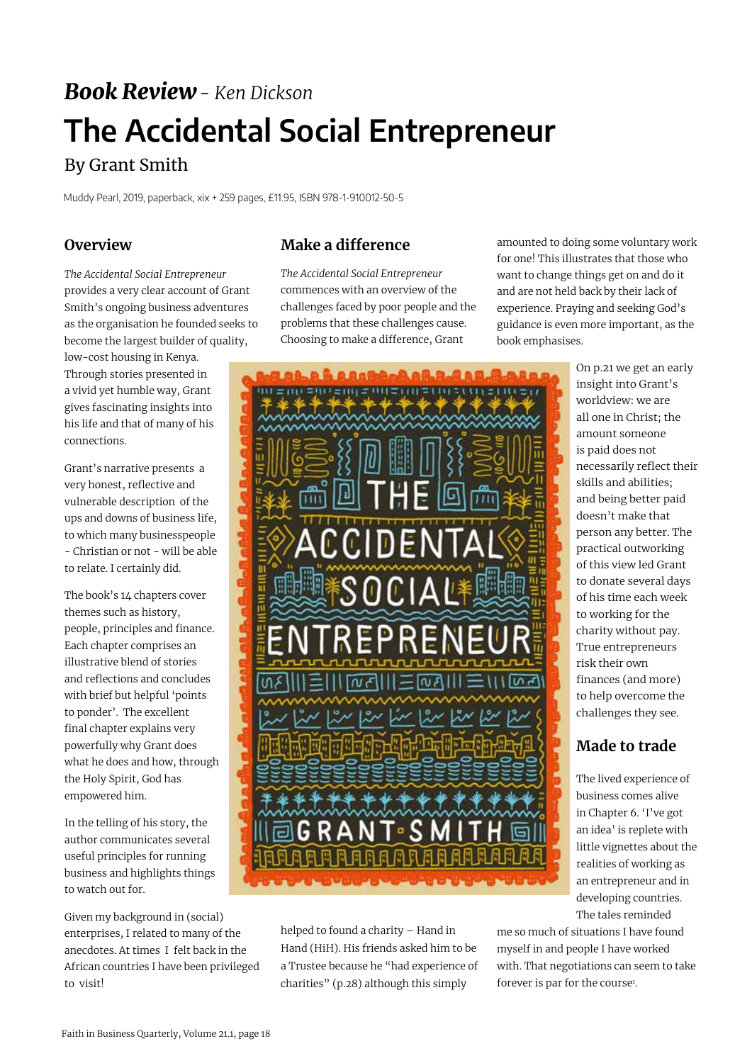***Book Review*** – *Ken Dickson*

# The Accidental Social Entrepreneur

## By Grant Smith

Muddy Pearl, 2019, paperback, xix + 259 pages, £11.95, ISBN 978-1-910012-50-5

### Overview

*The Accidental Social Entrepreneur* provides a very clear account of Grant Smith's ongoing business adventures as the organisation he founded seeks to become the largest builder of quality, low-cost housing in Kenya. Through stories presented in a vivid yet humble way, Grant gives fascinating insights into his life and that of many of his connections.

Grant's narrative presents a very honest, reflective and vulnerable description of the ups and downs of business life, to which many businesspeople - Christian or not - will be able to relate. I certainly did.

The book's 14 chapters cover themes such as history, people, principles and finance. Each chapter comprises an illustrative blend of stories and reflections and concludes with brief but helpful 'points to ponder'. The excellent final chapter explains very powerfully why Grant does what he does and how, through the Holy Spirit, God has empowered him.

In the telling of his story, the author communicates several useful principles for running business and highlights things to watch out for.

Given my background in (social) enterprises, I related to many of the anecdotes. At times I felt back in the African countries I have been privileged to visit!

### Make a difference

*The Accidental Social Entrepreneur* commences with an overview of the challenges faced by poor people and the problems that these challenges cause. Choosing to make a difference, Grant helped to found a charity – Hand in Hand (HiH). His friends asked him to be a Trustee because he "had experience of charities" (p.28) although this simply amounted to doing some voluntary work for one! This illustrates that those who want to change things get on and do it and are not held back by their lack of experience. Praying and seeking God's guidance is even more important, as the book emphasises.

On p.21 we get an early insight into Grant's worldview: we are all one in Christ; the amount someone is paid does not necessarily reflect their skills and abilities; and being better paid doesn't make that person any better. The practical outworking of this view led Grant to donate several days of his time each week to working for the charity without pay. True entrepreneurs risk their own finances (and more) to help overcome the challenges they see.

### Made to trade

The lived experience of business comes alive in Chapter 6. 'I've got an idea' is replete with little vignettes about the realities of working as an entrepreneur and in developing countries. The tales reminded me so much of situations I have found myself in and people I have worked with. That negotiations can seem to take forever is par for the course[1].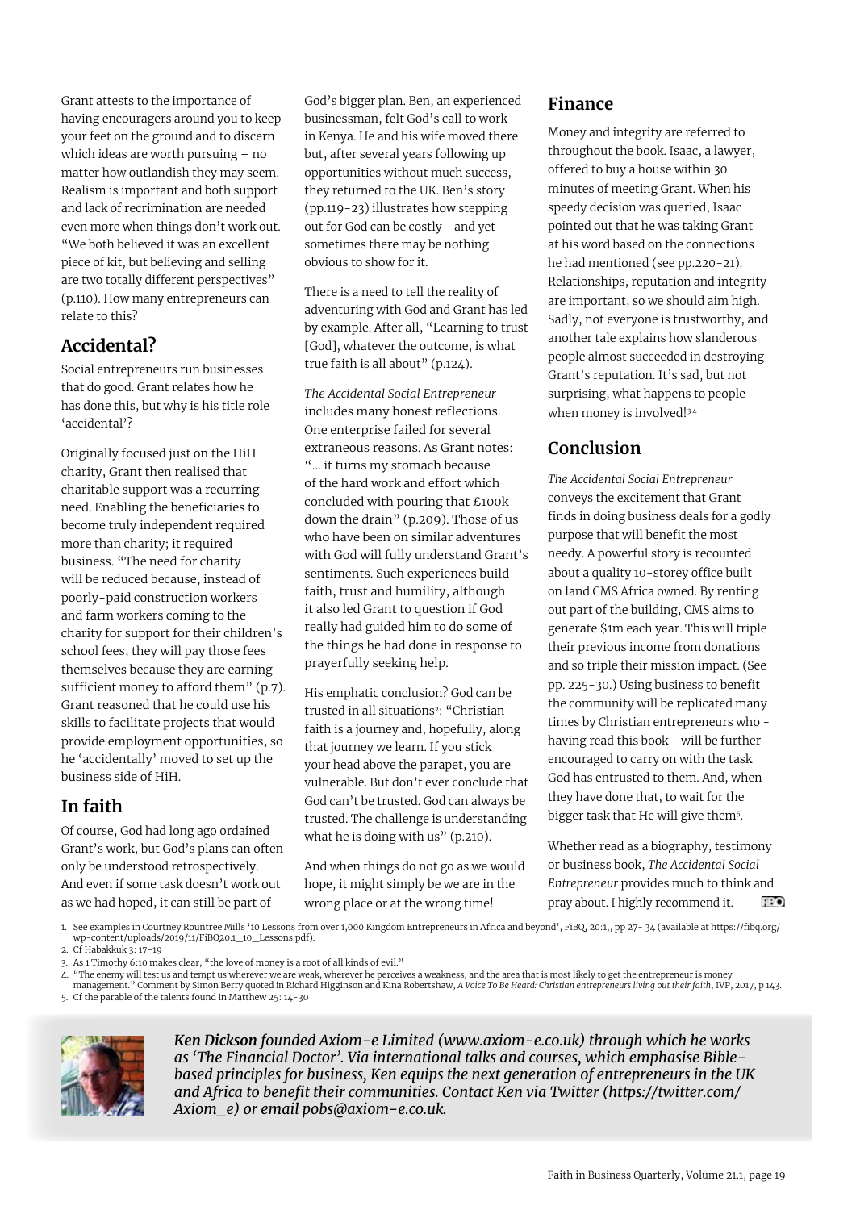Grant attests to the importance of having encouragers around you to keep your feet on the ground and to discern which ideas are worth pursuing – no matter how outlandish they may seem. Realism is important and both support and lack of recrimination are needed even more when things don't work out. "We both believed it was an excellent piece of kit, but believing and selling are two totally different perspectives" (p.110). How many entrepreneurs can relate to this?

## Accidental?

Social entrepreneurs run businesses that do good. Grant relates how he has done this, but why is his title role 'accidental'?

Originally focused just on the HiH charity, Grant then realised that charitable support was a recurring need. Enabling the beneficiaries to become truly independent required more than charity; it required business. "The need for charity will be reduced because, instead of poorly-paid construction workers and farm workers coming to the charity for support for their children's school fees, they will pay those fees themselves because they are earning sufficient money to afford them" (p.7). Grant reasoned that he could use his skills to facilitate projects that would provide employment opportunities, so he 'accidentally' moved to set up the business side of HiH.

## In faith

Of course, God had long ago ordained Grant's work, but God's plans can often only be understood retrospectively. And even if some task doesn't work out as we had hoped, it can still be part of God's bigger plan. Ben, an experienced businessman, felt God's call to work in Kenya. He and his wife moved there but, after several years following up opportunities without much success, they returned to the UK. Ben's story (pp.119-23) illustrates how stepping out for God can be costly– and yet sometimes there may be nothing obvious to show for it.

There is a need to tell the reality of adventuring with God and Grant has led by example. After all, "Learning to trust [God], whatever the outcome, is what true faith is all about" (p.124).

*The Accidental Social Entrepreneur* includes many honest reflections. One enterprise failed for several extraneous reasons. As Grant notes: "... it turns my stomach because of the hard work and effort which concluded with pouring that £100k down the drain" (p.209). Those of us who have been on similar adventures with God will fully understand Grant's sentiments. Such experiences build faith, trust and humility, although it also led Grant to question if God really had guided him to do some of the things he had done in response to prayerfully seeking help.

His emphatic conclusion? God can be trusted in all situations[2]: "Christian faith is a journey and, hopefully, along that journey we learn. If you stick your head above the parapet, you are vulnerable. But don't ever conclude that God can't be trusted. God can always be trusted. The challenge is understanding what he is doing with us" (p.210).

And when things do not go as we would hope, it might simply be we are in the wrong place or at the wrong time!

## Finance

Money and integrity are referred to throughout the book. Isaac, a lawyer, offered to buy a house within 30 minutes of meeting Grant. When his speedy decision was queried, Isaac pointed out that he was taking Grant at his word based on the connections he had mentioned (see pp.220-21). Relationships, reputation and integrity are important, so we should aim high. Sadly, not everyone is trustworthy, and another tale explains how slanderous people almost succeeded in destroying Grant's reputation. It's sad, but not surprising, what happens to people when money is involved![3 4]

## Conclusion

*The Accidental Social Entrepreneur* conveys the excitement that Grant finds in doing business deals for a godly purpose that will benefit the most needy. A powerful story is recounted about a quality 10-storey office built on land CMS Africa owned. By renting out part of the building, CMS aims to generate $1m each year. This will triple their previous income from donations and so triple their mission impact. (See pp. 225-30.) Using business to benefit the community will be replicated many times by Christian entrepreneurs who - having read this book - will be further encouraged to carry on with the task God has entrusted to them. And, when they have done that, to wait for the bigger task that He will give them[5].

Whether read as a biography, testimony or business book, *The Accidental Social Entrepreneur* provides much to think and pray about. I highly recommend it.

1. See examples in Courtney Rountree Mills '10 Lessons from over 1,000 Kingdom Entrepreneurs in Africa and beyond', FiBQ, 20:1,, pp 27- 34 (available at https://fibq.org/wp-content/uploads/2019/11/FiBQ20.1_10_Lessons.pdf).
2. Cf Habakkuk 3: 17-19
3. As 1 Timothy 6:10 makes clear, "the love of money is a root of all kinds of evil."
4. "The enemy will test us and tempt us wherever we are weak, wherever he perceives a weakness, and the area that is most likely to get the entrepreneur is money management." Comment by Simon Berry quoted in Richard Higginson and Kina Robertshaw, *A Voice To Be Heard: Christian entrepreneurs living out their faith*, IVP, 2017, p 143.
5. Cf the parable of the talents found in Matthew 25: 14–30

***Ken Dickson** founded Axiom-e Limited (www.axiom-e.co.uk) through which he works as 'The Financial Doctor'. Via international talks and courses, which emphasise Bible-based principles for business, Ken equips the next generation of entrepreneurs in the UK and Africa to benefit their communities. Contact Ken via Twitter (https://twitter.com/Axiom_e) or email pobs@axiom-e.co.uk.*